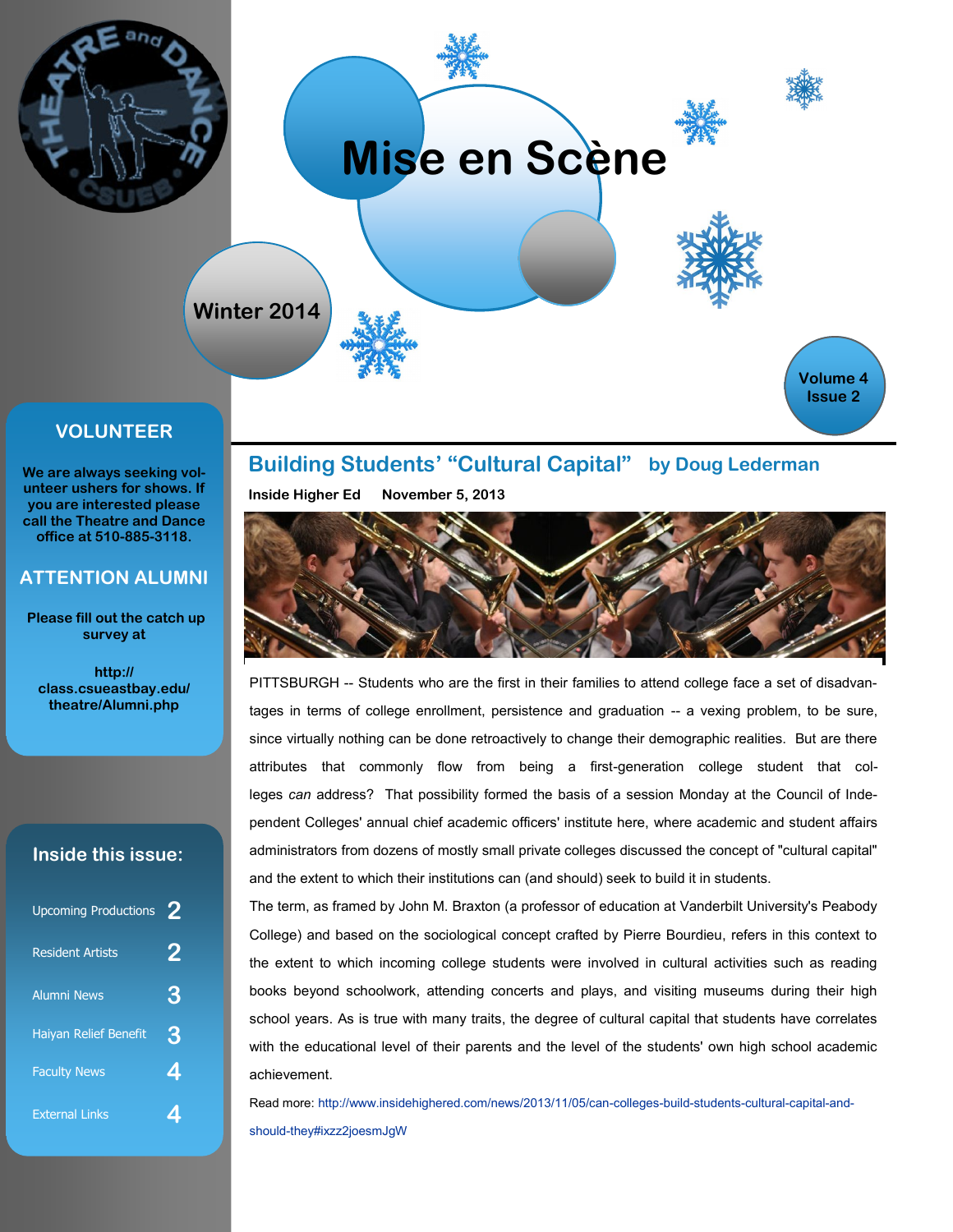# Mise en Scène

Winter 2014

Volume 4 Issue 2

## VOLUNTEER

**We are always seeking volunteer ushers for shows. If you are interested please call the Theatre and Dance office at 510-885-3118.**

## ATTENTION ALUMNI

**Please fill out the catch up survey at**

**http://class.csueastbay.edu/theatre/Alumni.php**

## Inside this issue:

| | |
|---|---|
| Upcoming Productions | 2 |
| Resident Artists | 2 |
| Alumni News | 3 |
| Haiyan Relief Benefit | 3 |
| Faculty News | 4 |
| External Links | 4 |

## Building Students' "Cultural Capital" by Doug Lederman

**Inside Higher Ed November 5, 2013**

PITTSBURGH -- Students who are the first in their families to attend college face a set of disadvantages in terms of college enrollment, persistence and graduation -- a vexing problem, to be sure, since virtually nothing can be done retroactively to change their demographic realities. But are there attributes that commonly flow from being a first-generation college student that colleges *can* address? That possibility formed the basis of a session Monday at the Council of Independent Colleges' annual chief academic officers' institute here, where academic and student affairs administrators from dozens of mostly small private colleges discussed the concept of "cultural capital" and the extent to which their institutions can (and should) seek to build it in students.

The term, as framed by John M. Braxton (a professor of education at Vanderbilt University's Peabody College) and based on the sociological concept crafted by Pierre Bourdieu, refers in this context to the extent to which incoming college students were involved in cultural activities such as reading books beyond schoolwork, attending concerts and plays, and visiting museums during their high school years. As is true with many traits, the degree of cultural capital that students have correlates with the educational level of their parents and the level of the students' own high school academic achievement.

Read more: http://www.insidehighered.com/news/2013/11/05/can-colleges-build-students-cultural-capital-and-should-they#ixzz2joesmJgW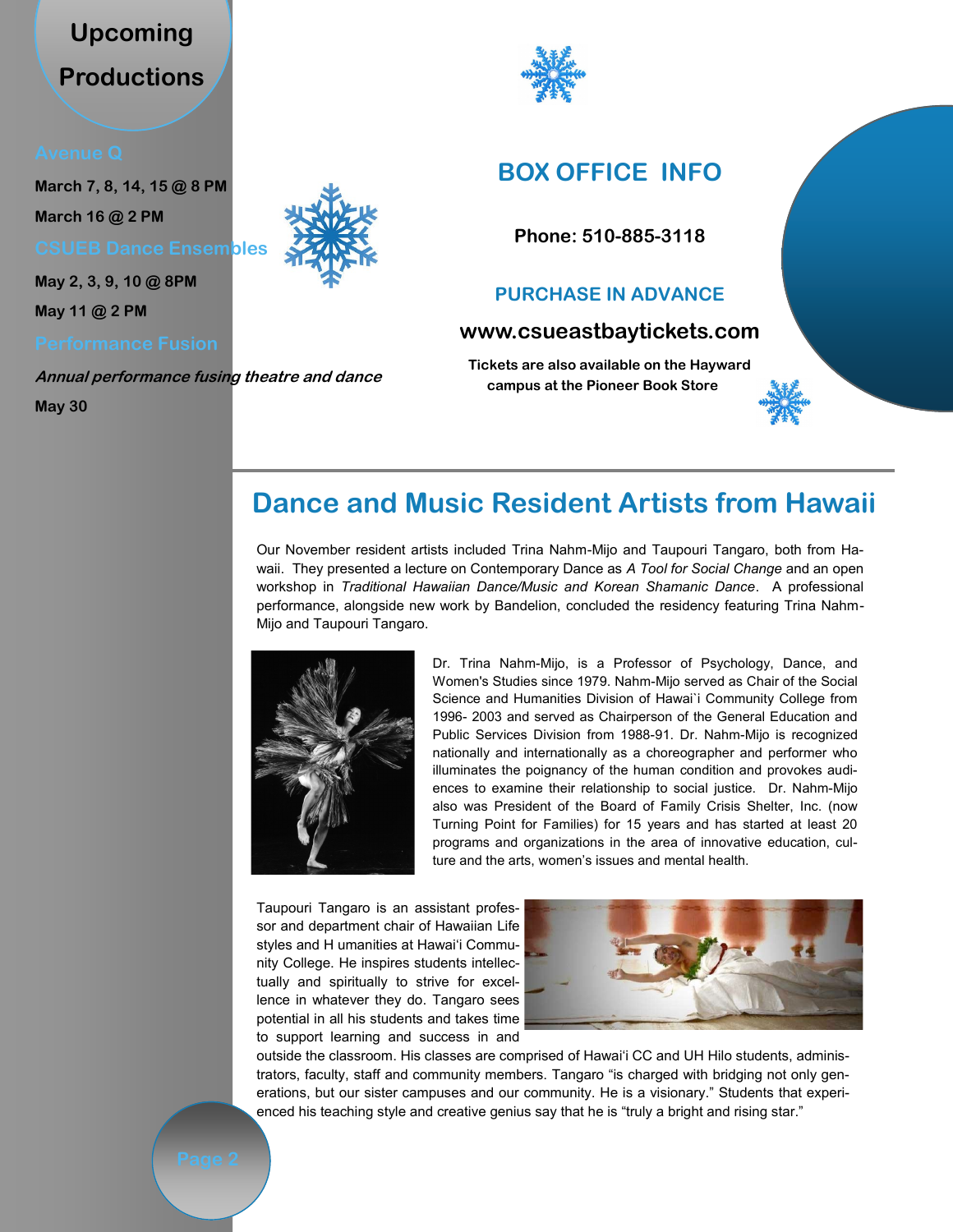## Upcoming Productions

### Avenue Q

**March 7, 8, 14, 15 @ 8 PM**

**March 16 @ 2 PM**

### CSUEB Dance Ensembles

**May 2, 3, 9, 10 @ 8PM**

**May 11 @ 2 PM**

### Performance Fusion

***Annual performance fusing theatre and dance***

**May 30**

## BOX OFFICE INFO

**Phone: 510-885-3118**

### PURCHASE IN ADVANCE

**www.csueastbaytickets.com**

**Tickets are also available on the Hayward campus at the Pioneer Book Store**

# Dance and Music Resident Artists from Hawaii

Our November resident artists included Trina Nahm-Mijo and Taupouri Tangaro, both from Hawaii. They presented a lecture on Contemporary Dance as *A Tool for Social Change* and an open workshop in *Traditional Hawaiian Dance/Music and Korean Shamanic Dance*. A professional performance, alongside new work by Bandelion, concluded the residency featuring Trina Nahm-Mijo and Taupouri Tangaro.

Dr. Trina Nahm-Mijo, is a Professor of Psychology, Dance, and Women's Studies since 1979. Nahm-Mijo served as Chair of the Social Science and Humanities Division of Hawai`i Community College from 1996- 2003 and served as Chairperson of the General Education and Public Services Division from 1988-91. Dr. Nahm-Mijo is recognized nationally and internationally as a choreographer and performer who illuminates the poignancy of the human condition and provokes audiences to examine their relationship to social justice. Dr. Nahm-Mijo also was President of the Board of Family Crisis Shelter, Inc. (now Turning Point for Families) for 15 years and has started at least 20 programs and organizations in the area of innovative education, culture and the arts, women's issues and mental health.

Taupouri Tangaro is an assistant professor and department chair of Hawaiian Life styles and H umanities at Hawai'i Community College. He inspires students intellectually and spiritually to strive for excellence in whatever they do. Tangaro sees potential in all his students and takes time to support learning and success in and outside the classroom. His classes are comprised of Hawai'i CC and UH Hilo students, administrators, faculty, staff and community members. Tangaro "is charged with bridging not only generations, but our sister campuses and our community. He is a visionary." Students that experienced his teaching style and creative genius say that he is "truly a bright and rising star."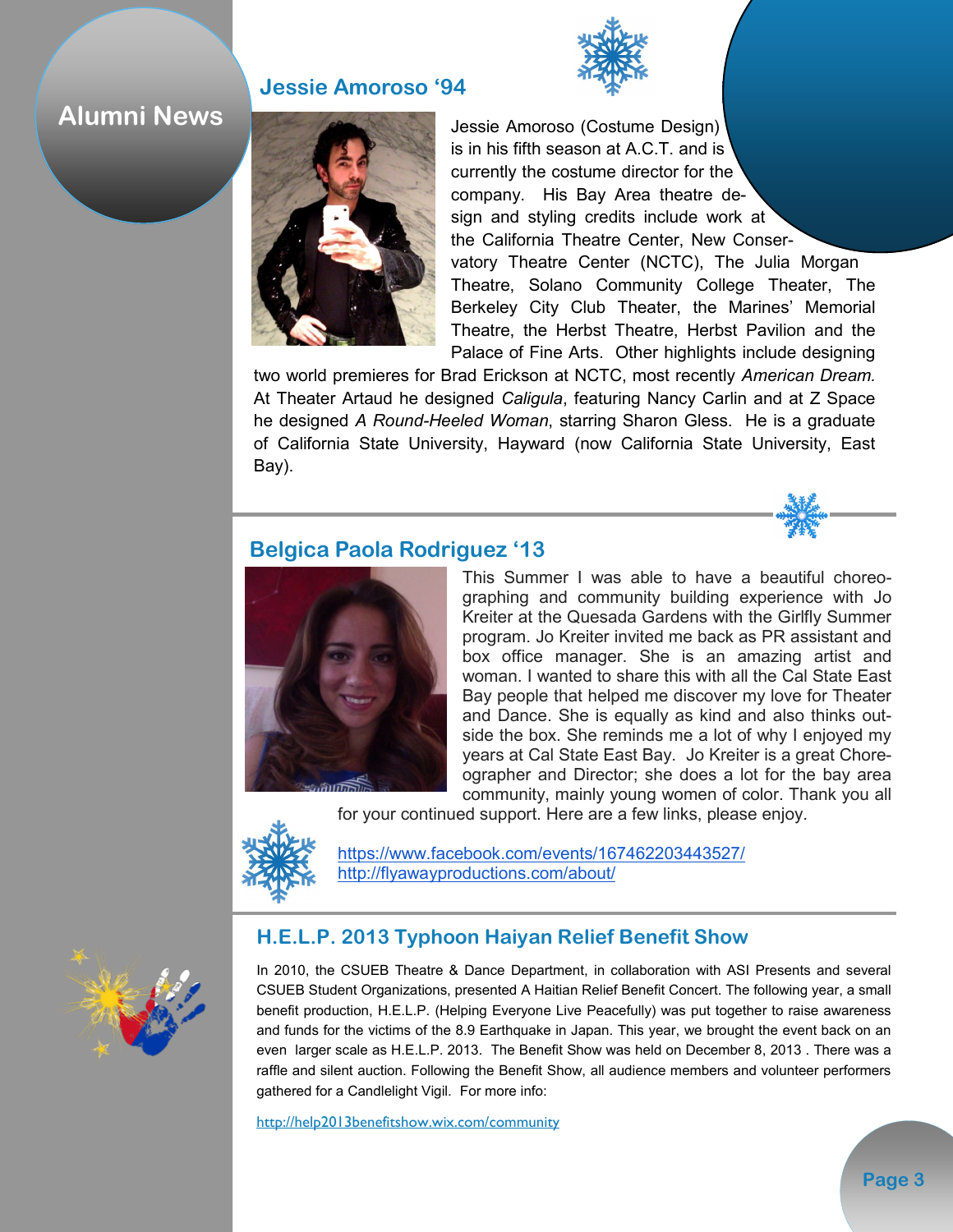# Alumni News

## Jessie Amoroso '94

Jessie Amoroso (Costume Design) is in his fifth season at A.C.T. and is currently the costume director for the company. His Bay Area theatre design and styling credits include work at the California Theatre Center, New Conservatory Theatre Center (NCTC), The Julia Morgan Theatre, Solano Community College Theater, The Berkeley City Club Theater, the Marines' Memorial Theatre, the Herbst Theatre, Herbst Pavilion and the Palace of Fine Arts. Other highlights include designing two world premieres for Brad Erickson at NCTC, most recently *American Dream.* At Theater Artaud he designed *Caligula*, featuring Nancy Carlin and at Z Space he designed *A Round-Heeled Woman*, starring Sharon Gless. He is a graduate of California State University, Hayward (now California State University, East Bay).

## Belgica Paola Rodriguez '13

This Summer I was able to have a beautiful choreographing and community building experience with Jo Kreiter at the Quesada Gardens with the Girlfly Summer program. Jo Kreiter invited me back as PR assistant and box office manager. She is an amazing artist and woman. I wanted to share this with all the Cal State East Bay people that helped me discover my love for Theater and Dance. She is equally as kind and also thinks outside the box. She reminds me a lot of why I enjoyed my years at Cal State East Bay. Jo Kreiter is a great Choreographer and Director; she does a lot for the bay area community, mainly young women of color. Thank you all for your continued support. Here are a few links, please enjoy.

https://www.facebook.com/events/167462203443527/
http://flyawayproductions.com/about/

## H.E.L.P. 2013 Typhoon Haiyan Relief Benefit Show

In 2010, the CSUEB Theatre & Dance Department, in collaboration with ASI Presents and several CSUEB Student Organizations, presented A Haitian Relief Benefit Concert. The following year, a small benefit production, H.E.L.P. (Helping Everyone Live Peacefully) was put together to raise awareness and funds for the victims of the 8.9 Earthquake in Japan. This year, we brought the event back on an even larger scale as H.E.L.P. 2013. The Benefit Show was held on December 8, 2013 . There was a raffle and silent auction. Following the Benefit Show, all audience members and volunteer performers gathered for a Candlelight Vigil. For more info:

http://help2013benefitshow.wix.com/community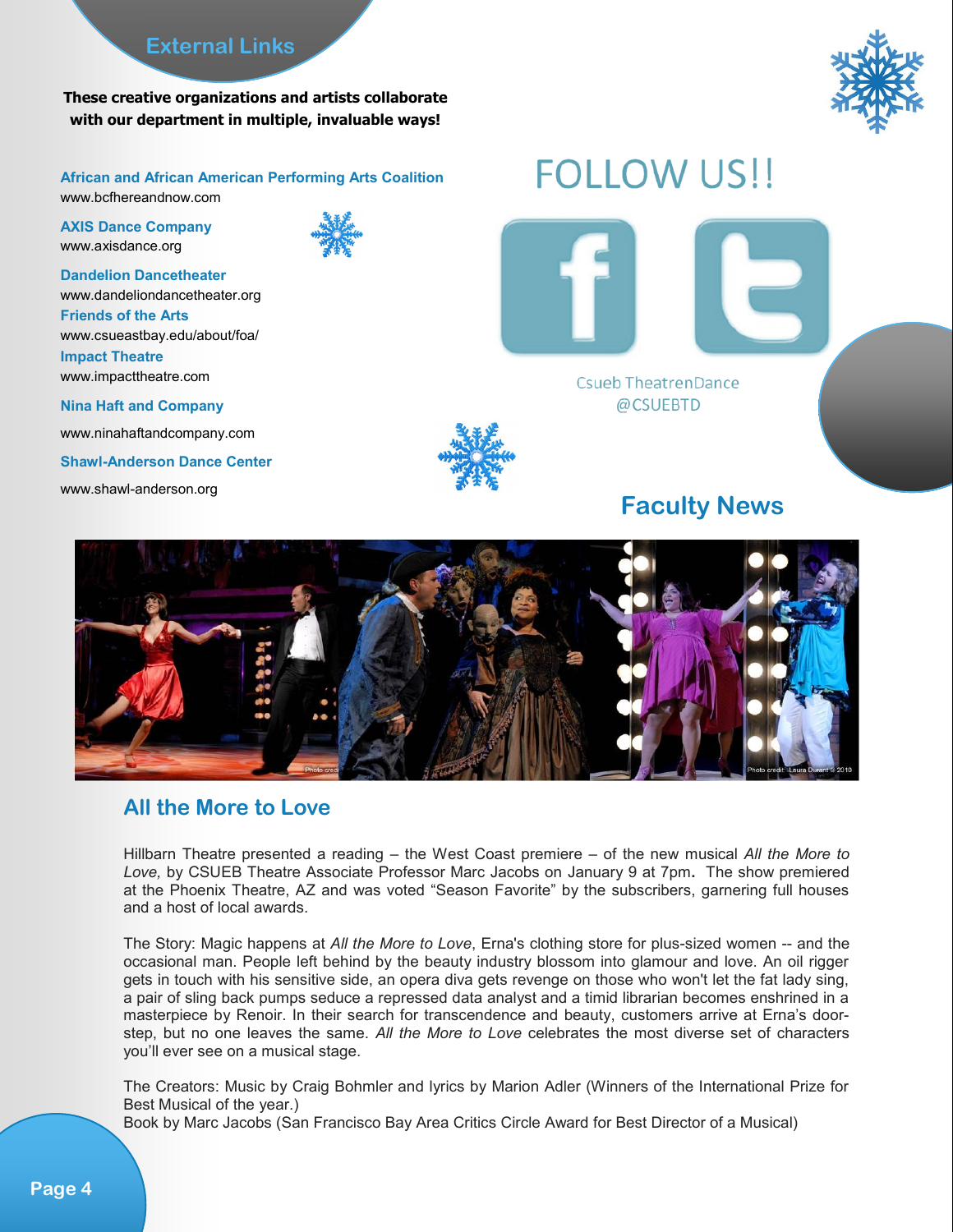## External Links

**These creative organizations and artists collaborate with our department in multiple, invaluable ways!**

**African and African American Performing Arts Coalition**
www.bcfhereandnow.com

**AXIS Dance Company**
www.axisdance.org

**Dandelion Dancetheater**
www.dandeliondancetheater.org

**Friends of the Arts**
www.csueastbay.edu/about/foa/

**Impact Theatre**
www.impacttheatre.com

**Nina Haft and Company**
www.ninahaftandcompany.com

**Shawl-Anderson Dance Center**
www.shawl-anderson.org

## FOLLOW US!!

Csueb TheatrenDance
@CSUEBTD

## Faculty News

### All the More to Love

Hillbarn Theatre presented a reading – the West Coast premiere – of the new musical *All the More to Love,* by CSUEB Theatre Associate Professor Marc Jacobs on January 9 at 7pm**.** The show premiered at the Phoenix Theatre, AZ and was voted "Season Favorite" by the subscribers, garnering full houses and a host of local awards.

The Story: Magic happens at *All the More to Love*, Erna's clothing store for plus-sized women -- and the occasional man. People left behind by the beauty industry blossom into glamour and love. An oil rigger gets in touch with his sensitive side, an opera diva gets revenge on those who won't let the fat lady sing, a pair of sling back pumps seduce a repressed data analyst and a timid librarian becomes enshrined in a masterpiece by Renoir. In their search for transcendence and beauty, customers arrive at Erna's door-step, but no one leaves the same. *All the More to Love* celebrates the most diverse set of characters you'll ever see on a musical stage.

The Creators: Music by Craig Bohmler and lyrics by Marion Adler (Winners of the International Prize for Best Musical of the year.)
Book by Marc Jacobs (San Francisco Bay Area Critics Circle Award for Best Director of a Musical)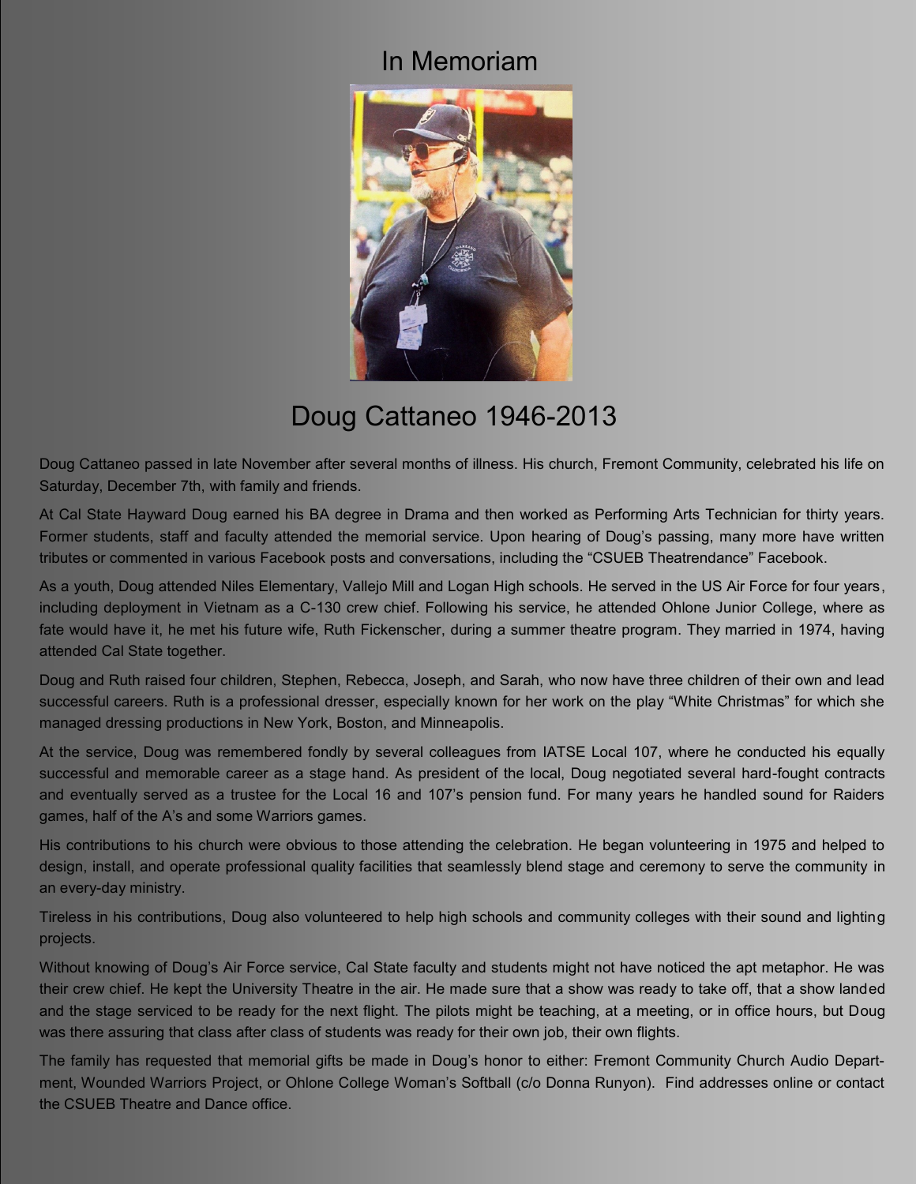# In Memoriam

## Doug Cattaneo 1946-2013

Doug Cattaneo passed in late November after several months of illness. His church, Fremont Community, celebrated his life on Saturday, December 7th, with family and friends.

At Cal State Hayward Doug earned his BA degree in Drama and then worked as Performing Arts Technician for thirty years. Former students, staff and faculty attended the memorial service. Upon hearing of Doug's passing, many more have written tributes or commented in various Facebook posts and conversations, including the "CSUEB Theatrendance" Facebook.

As a youth, Doug attended Niles Elementary, Vallejo Mill and Logan High schools. He served in the US Air Force for four years, including deployment in Vietnam as a C-130 crew chief. Following his service, he attended Ohlone Junior College, where as fate would have it, he met his future wife, Ruth Fickenscher, during a summer theatre program. They married in 1974, having attended Cal State together.

Doug and Ruth raised four children, Stephen, Rebecca, Joseph, and Sarah, who now have three children of their own and lead successful careers. Ruth is a professional dresser, especially known for her work on the play "White Christmas" for which she managed dressing productions in New York, Boston, and Minneapolis.

At the service, Doug was remembered fondly by several colleagues from IATSE Local 107, where he conducted his equally successful and memorable career as a stage hand. As president of the local, Doug negotiated several hard-fought contracts and eventually served as a trustee for the Local 16 and 107's pension fund. For many years he handled sound for Raiders games, half of the A's and some Warriors games.

His contributions to his church were obvious to those attending the celebration. He began volunteering in 1975 and helped to design, install, and operate professional quality facilities that seamlessly blend stage and ceremony to serve the community in an every-day ministry.

Tireless in his contributions, Doug also volunteered to help high schools and community colleges with their sound and lighting projects.

Without knowing of Doug's Air Force service, Cal State faculty and students might not have noticed the apt metaphor. He was their crew chief. He kept the University Theatre in the air. He made sure that a show was ready to take off, that a show landed and the stage serviced to be ready for the next flight. The pilots might be teaching, at a meeting, or in office hours, but Doug was there assuring that class after class of students was ready for their own job, their own flights.

The family has requested that memorial gifts be made in Doug's honor to either: Fremont Community Church Audio Department, Wounded Warriors Project, or Ohlone College Woman's Softball (c/o Donna Runyon). Find addresses online or contact the CSUEB Theatre and Dance office.